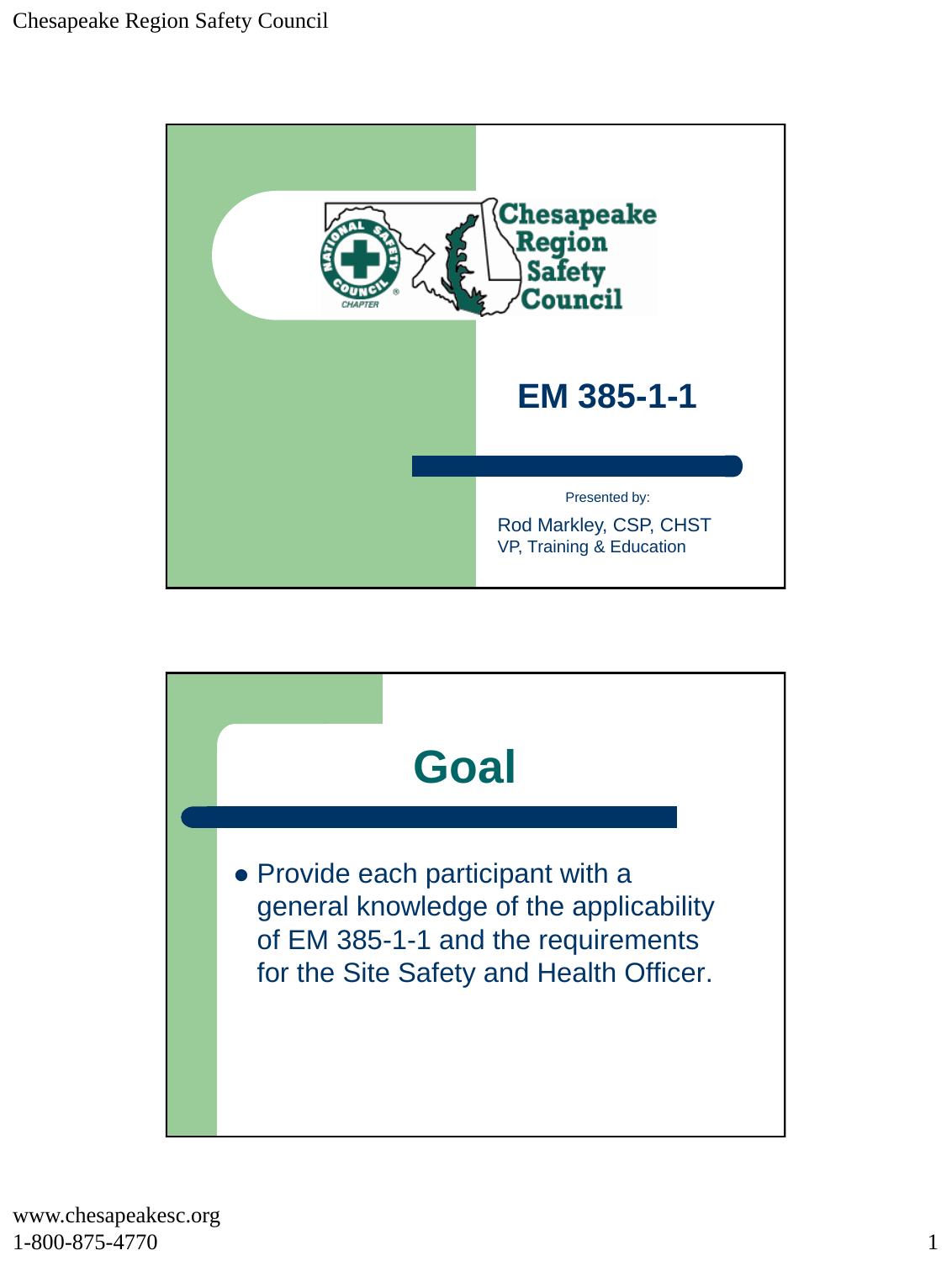# EM 385-1-1

Presented by:

Rod Markley, CSP, CHST
VP, Training & Education

## Goal

- Provide each participant with a general knowledge of the applicability of EM 385-1-1 and the requirements for the Site Safety and Health Officer.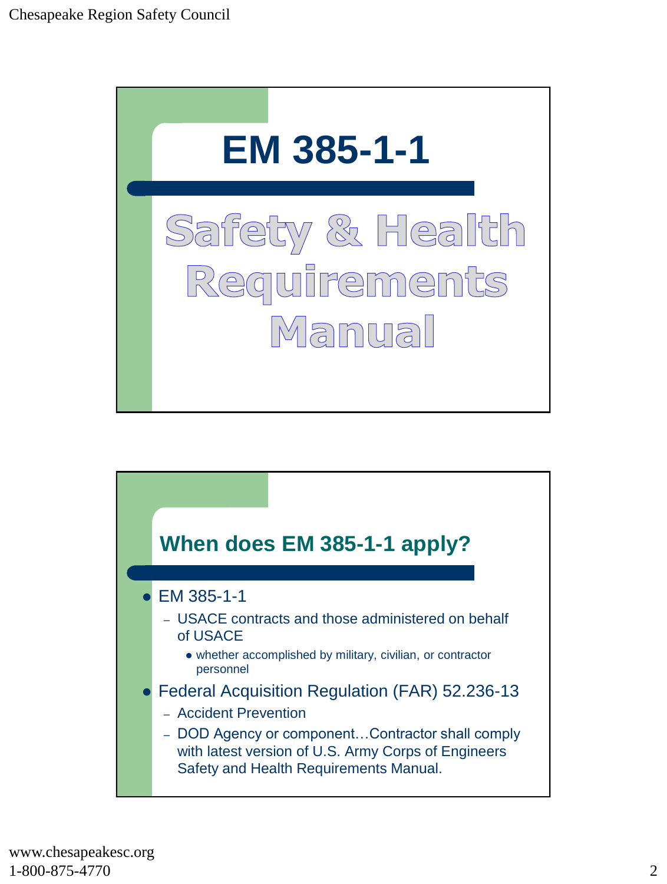# EM 385-1-1

# Safety & Health Requirements Manual

## When does EM 385-1-1 apply?

- EM 385-1-1
  - USACE contracts and those administered on behalf of USACE
    - whether accomplished by military, civilian, or contractor personnel
- Federal Acquisition Regulation (FAR) 52.236-13
  - Accident Prevention
  - DOD Agency or component…Contractor shall comply with latest version of U.S. Army Corps of Engineers Safety and Health Requirements Manual.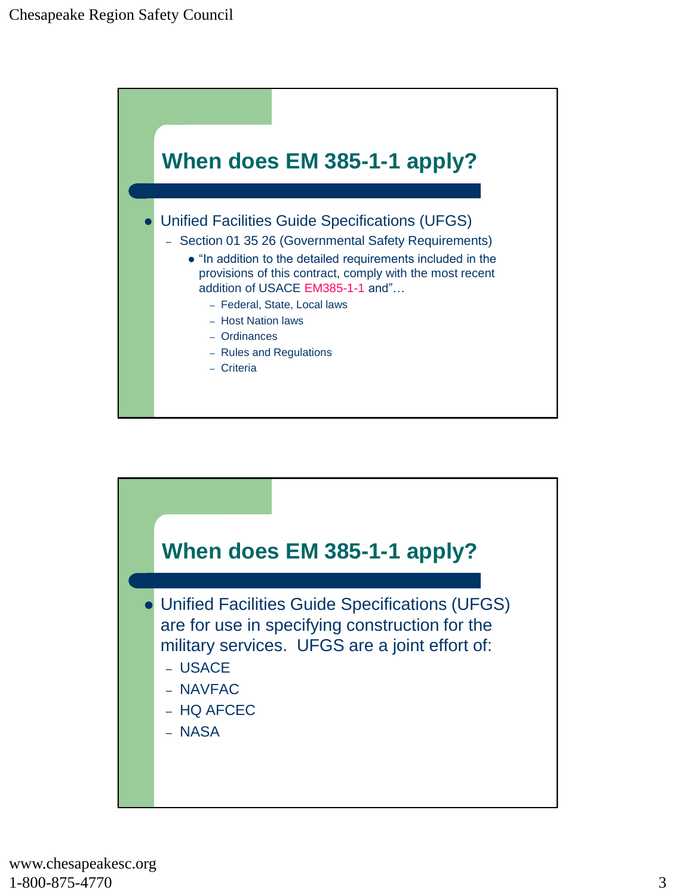## When does EM 385-1-1 apply?

- Unified Facilities Guide Specifications (UFGS)
  - Section 01 35 26 (Governmental Safety Requirements)
    - "In addition to the detailed requirements included in the provisions of this contract, comply with the most recent addition of USACE EM385-1-1 and"…
      - Federal, State, Local laws
      - Host Nation laws
      - Ordinances
      - Rules and Regulations
      - Criteria

## When does EM 385-1-1 apply?

- Unified Facilities Guide Specifications (UFGS) are for use in specifying construction for the military services. UFGS are a joint effort of:
  - USACE
  - NAVFAC
  - HQ AFCEC
  - NASA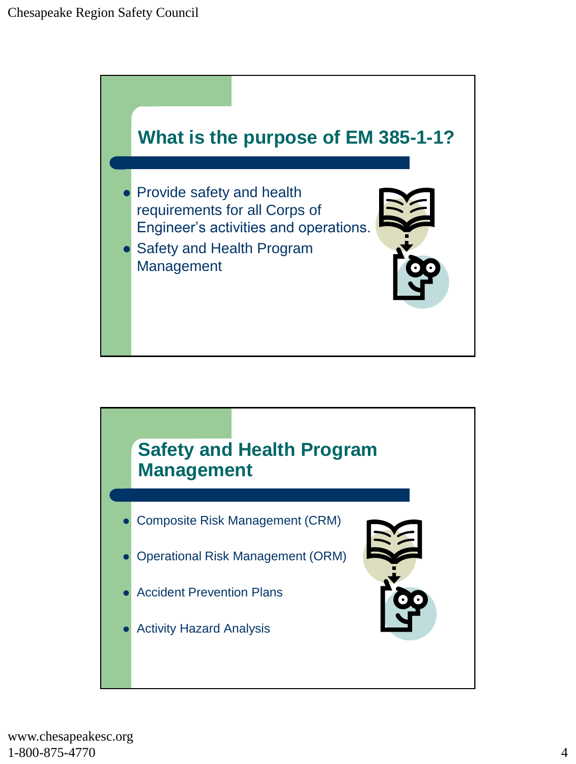## What is the purpose of EM 385-1-1?

- Provide safety and health requirements for all Corps of Engineer's activities and operations.
- Safety and Health Program Management

## Safety and Health Program Management

- Composite Risk Management (CRM)
- Operational Risk Management (ORM)
- Accident Prevention Plans
- Activity Hazard Analysis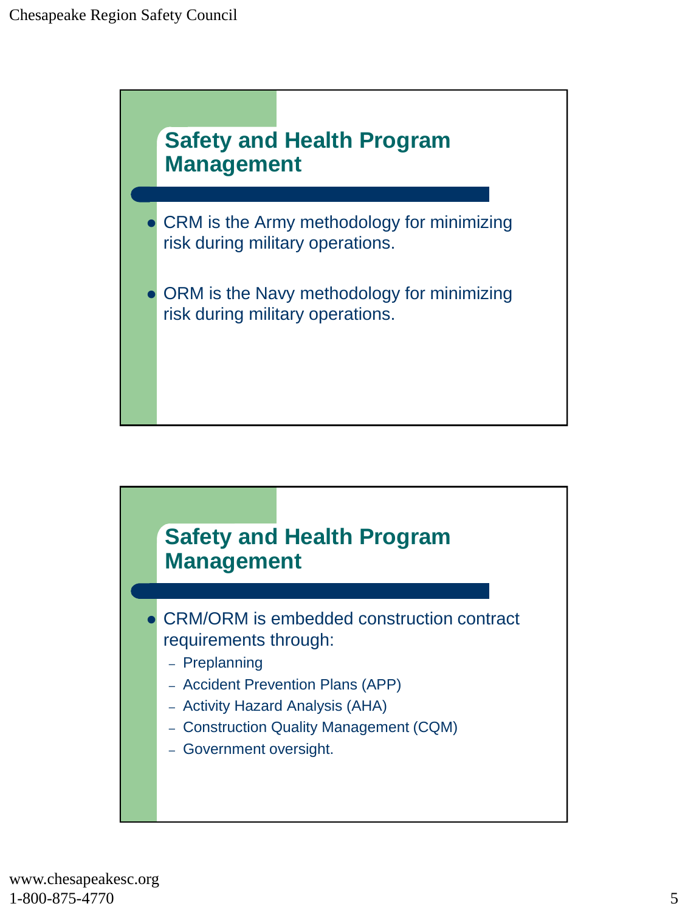## Safety and Health Program Management

- CRM is the Army methodology for minimizing risk during military operations.
- ORM is the Navy methodology for minimizing risk during military operations.

## Safety and Health Program Management

- CRM/ORM is embedded construction contract requirements through:
  - Preplanning
  - Accident Prevention Plans (APP)
  - Activity Hazard Analysis (AHA)
  - Construction Quality Management (CQM)
  - Government oversight.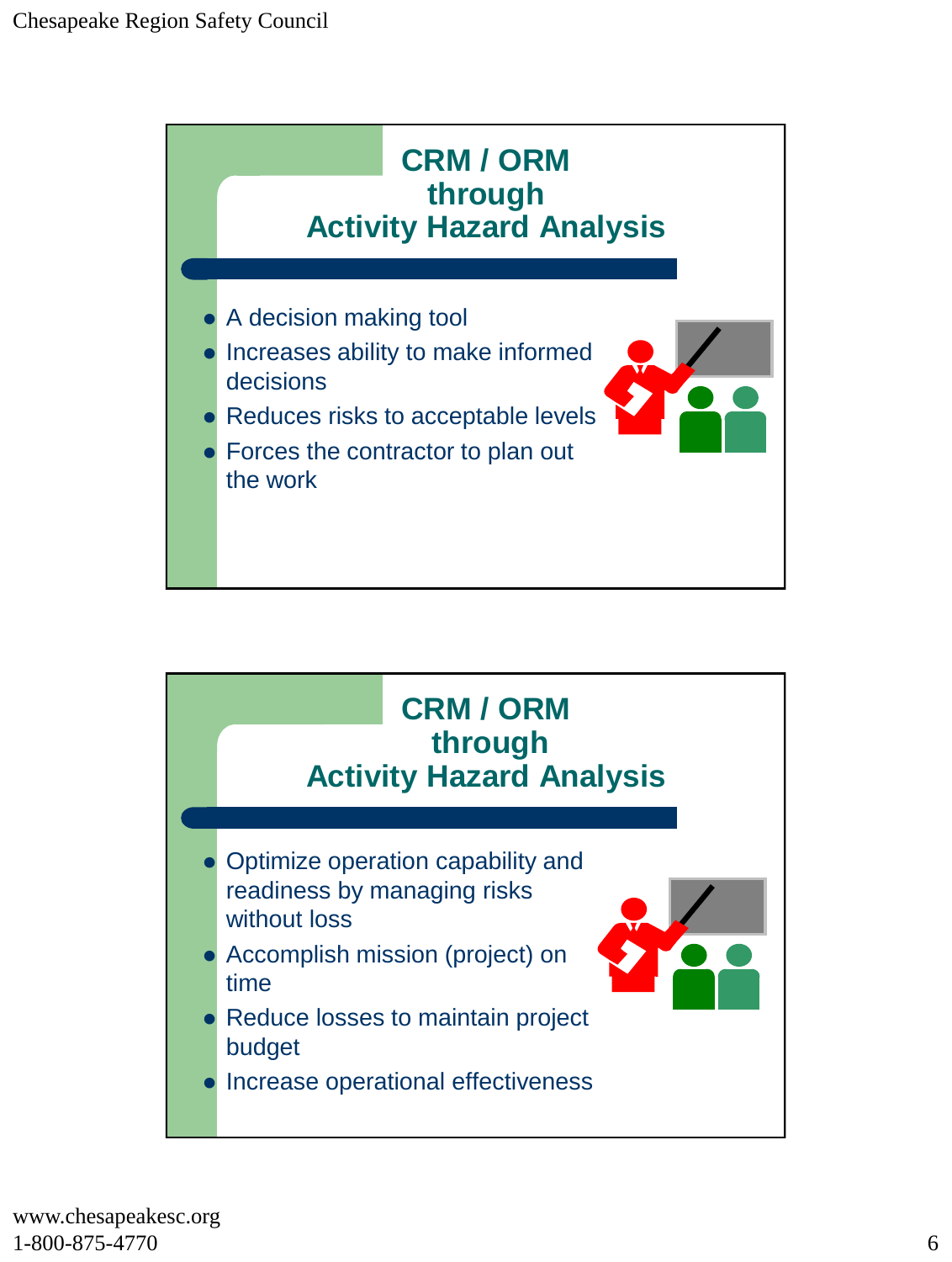## CRM / ORM through Activity Hazard Analysis

- A decision making tool
- Increases ability to make informed decisions
- Reduces risks to acceptable levels
- Forces the contractor to plan out the work

## CRM / ORM through Activity Hazard Analysis

- Optimize operation capability and readiness by managing risks without loss
- Accomplish mission (project) on time
- Reduce losses to maintain project budget
- Increase operational effectiveness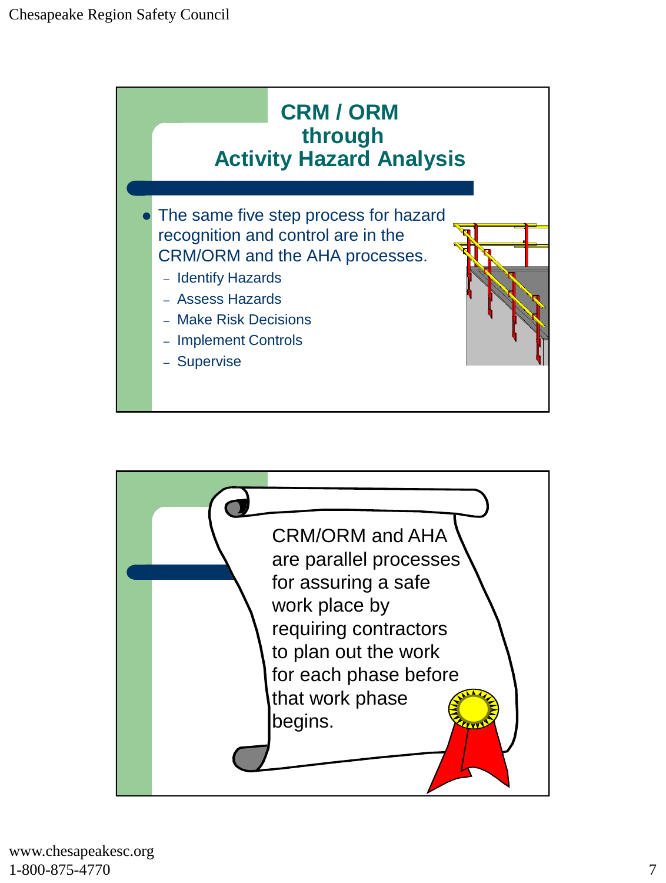## CRM / ORM through Activity Hazard Analysis

- The same five step process for hazard recognition and control are in the CRM/ORM and the AHA processes.
  - Identify Hazards
  - Assess Hazards
  - Make Risk Decisions
  - Implement Controls
  - Supervise

CRM/ORM and AHA are parallel processes for assuring a safe work place by requiring contractors to plan out the work for each phase before that work phase begins.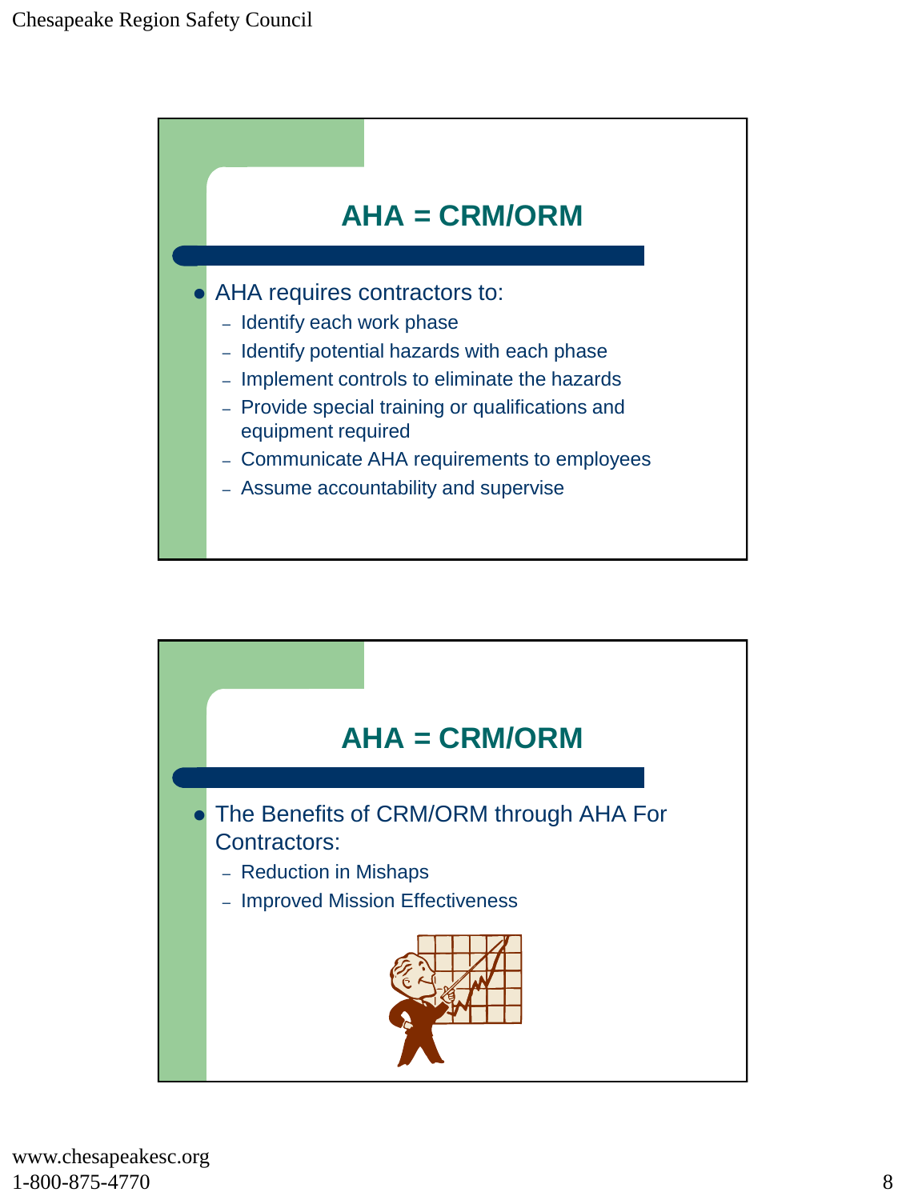## AHA = CRM/ORM

- AHA requires contractors to:
  - Identify each work phase
  - Identify potential hazards with each phase
  - Implement controls to eliminate the hazards
  - Provide special training or qualifications and equipment required
  - Communicate AHA requirements to employees
  - Assume accountability and supervise

## AHA = CRM/ORM

- The Benefits of CRM/ORM through AHA For Contractors:
  - Reduction in Mishaps
  - Improved Mission Effectiveness

www.chesapeakesc.org
1-800-875-4770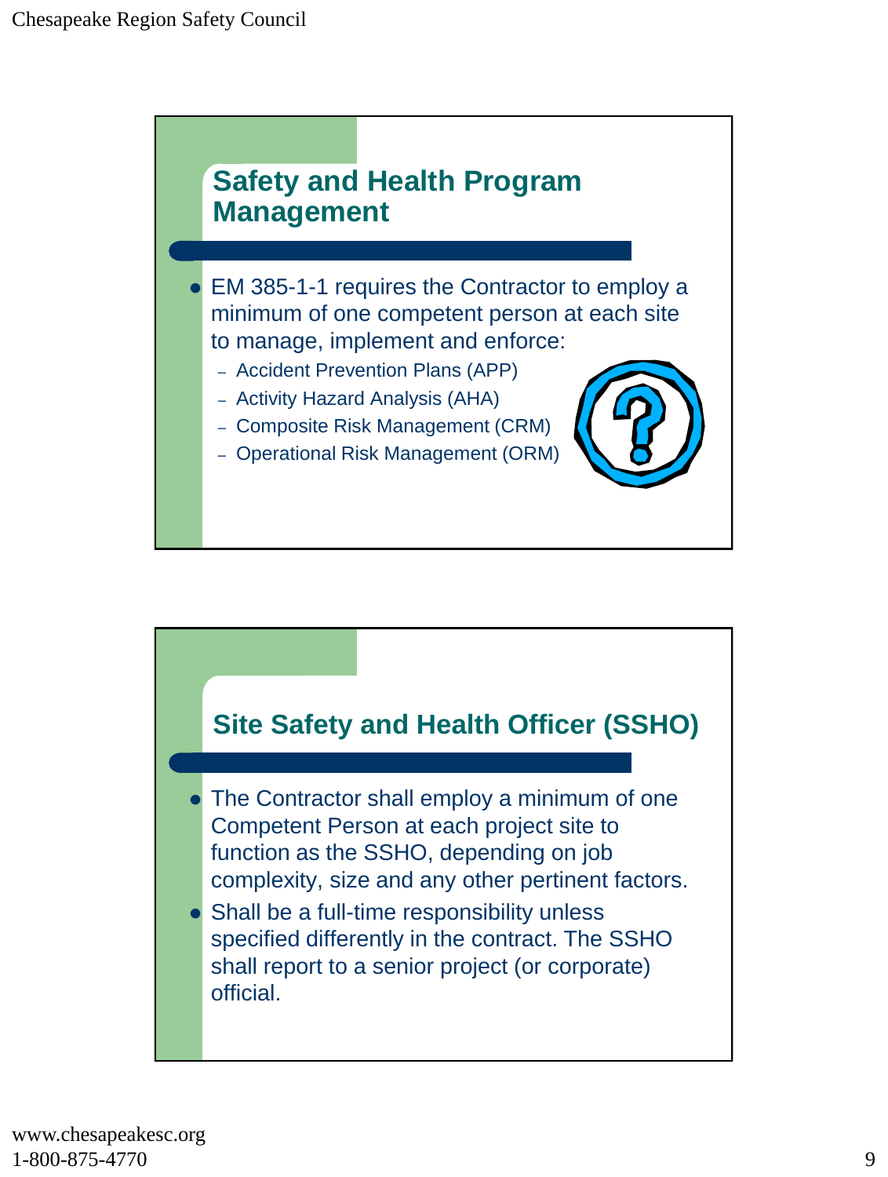## Safety and Health Program Management

- EM 385-1-1 requires the Contractor to employ a minimum of one competent person at each site to manage, implement and enforce:
  - Accident Prevention Plans (APP)
  - Activity Hazard Analysis (AHA)
  - Composite Risk Management (CRM)
  - Operational Risk Management (ORM)

## Site Safety and Health Officer (SSHO)

- The Contractor shall employ a minimum of one Competent Person at each project site to function as the SSHO, depending on job complexity, size and any other pertinent factors.
- Shall be a full-time responsibility unless specified differently in the contract. The SSHO shall report to a senior project (or corporate) official.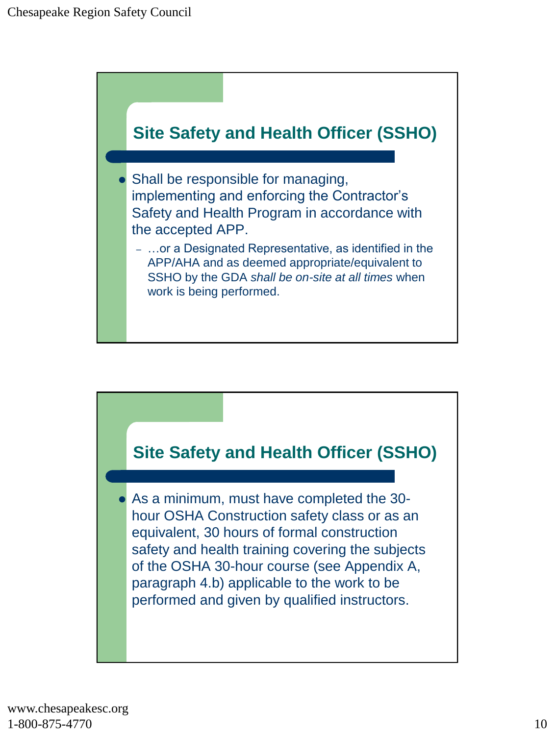## Site Safety and Health Officer (SSHO)

- Shall be responsible for managing, implementing and enforcing the Contractor's Safety and Health Program in accordance with the accepted APP.
  - …or a Designated Representative, as identified in the APP/AHA and as deemed appropriate/equivalent to SSHO by the GDA *shall be on-site at all times* when work is being performed.

## Site Safety and Health Officer (SSHO)

- As a minimum, must have completed the 30-hour OSHA Construction safety class or as an equivalent, 30 hours of formal construction safety and health training covering the subjects of the OSHA 30-hour course (see Appendix A, paragraph 4.b) applicable to the work to be performed and given by qualified instructors.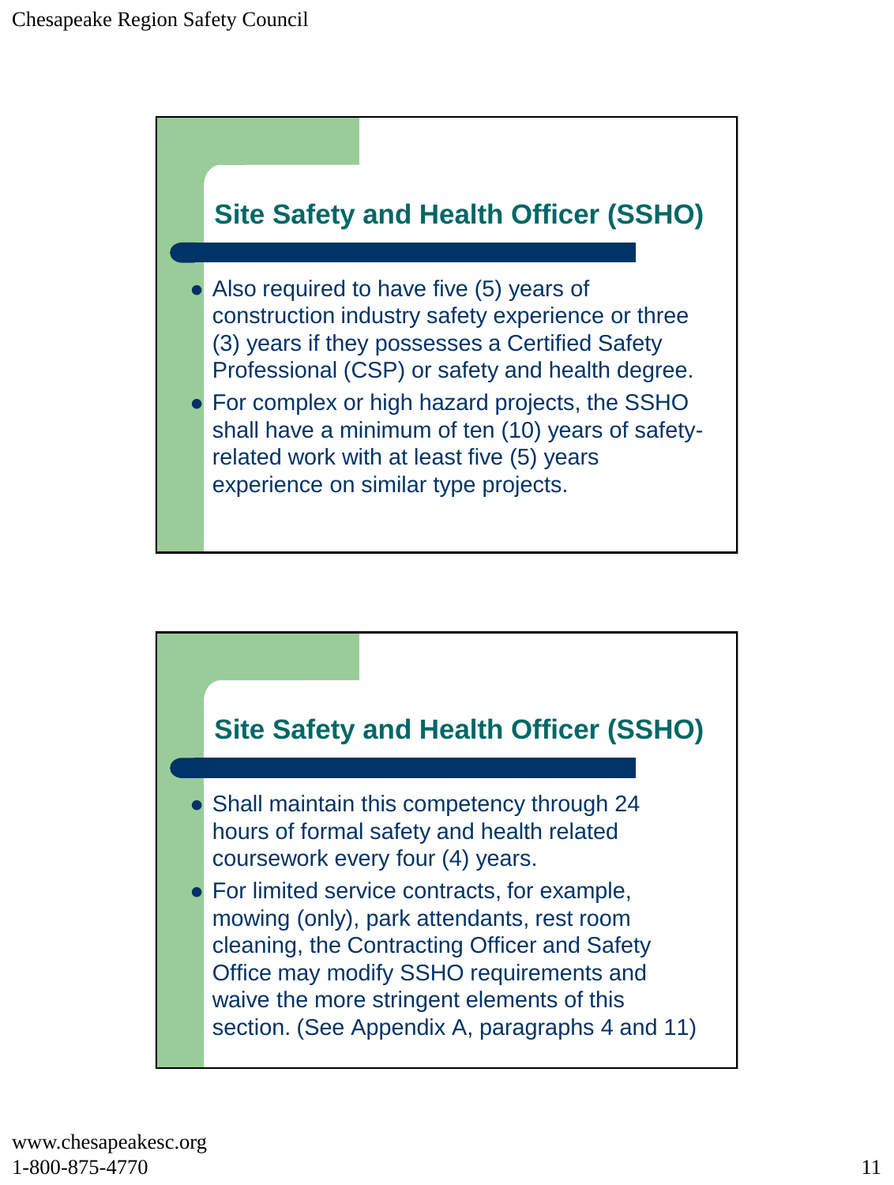## Site Safety and Health Officer (SSHO)

- Also required to have five (5) years of construction industry safety experience or three (3) years if they possesses a Certified Safety Professional (CSP) or safety and health degree.
- For complex or high hazard projects, the SSHO shall have a minimum of ten (10) years of safety-related work with at least five (5) years experience on similar type projects.

## Site Safety and Health Officer (SSHO)

- Shall maintain this competency through 24 hours of formal safety and health related coursework every four (4) years.
- For limited service contracts, for example, mowing (only), park attendants, rest room cleaning, the Contracting Officer and Safety Office may modify SSHO requirements and waive the more stringent elements of this section. (See Appendix A, paragraphs 4 and 11)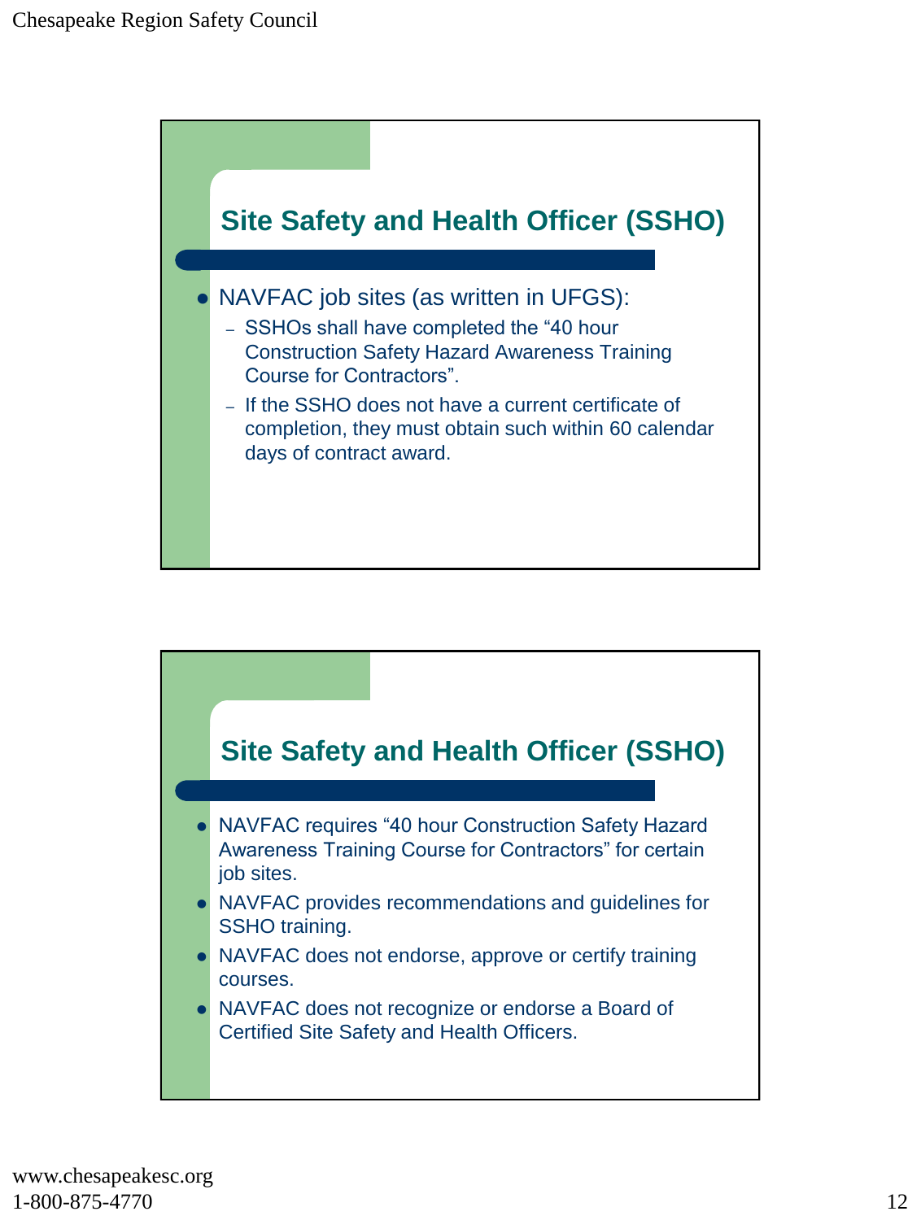## Site Safety and Health Officer (SSHO)

- NAVFAC job sites (as written in UFGS):
  - SSHOs shall have completed the "40 hour Construction Safety Hazard Awareness Training Course for Contractors".
  - If the SSHO does not have a current certificate of completion, they must obtain such within 60 calendar days of contract award.

## Site Safety and Health Officer (SSHO)

- NAVFAC requires "40 hour Construction Safety Hazard Awareness Training Course for Contractors" for certain job sites.
- NAVFAC provides recommendations and guidelines for SSHO training.
- NAVFAC does not endorse, approve or certify training courses.
- NAVFAC does not recognize or endorse a Board of Certified Site Safety and Health Officers.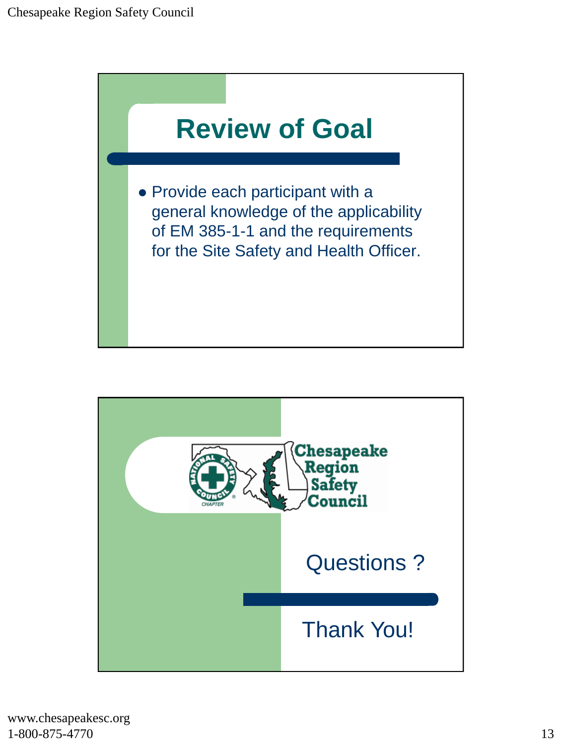## Review of Goal

- Provide each participant with a general knowledge of the applicability of EM 385-1-1 and the requirements for the Site Safety and Health Officer.

Chesapeake Region Safety Council

Questions ?

Thank You!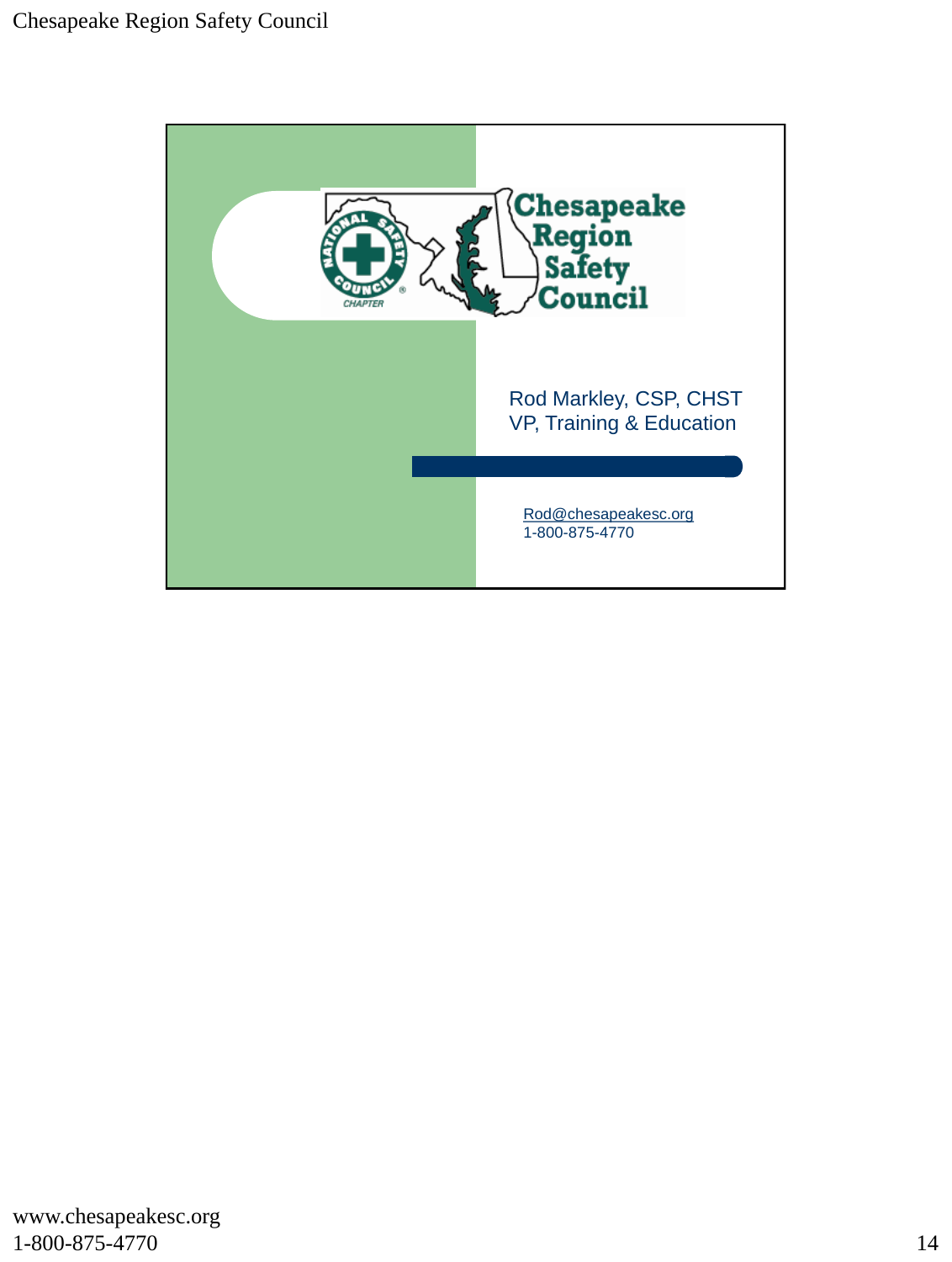Chesapeake Region Safety Council

Rod Markley, CSP, CHST
VP, Training & Education

Rod@chesapeakesc.org
1-800-875-4770